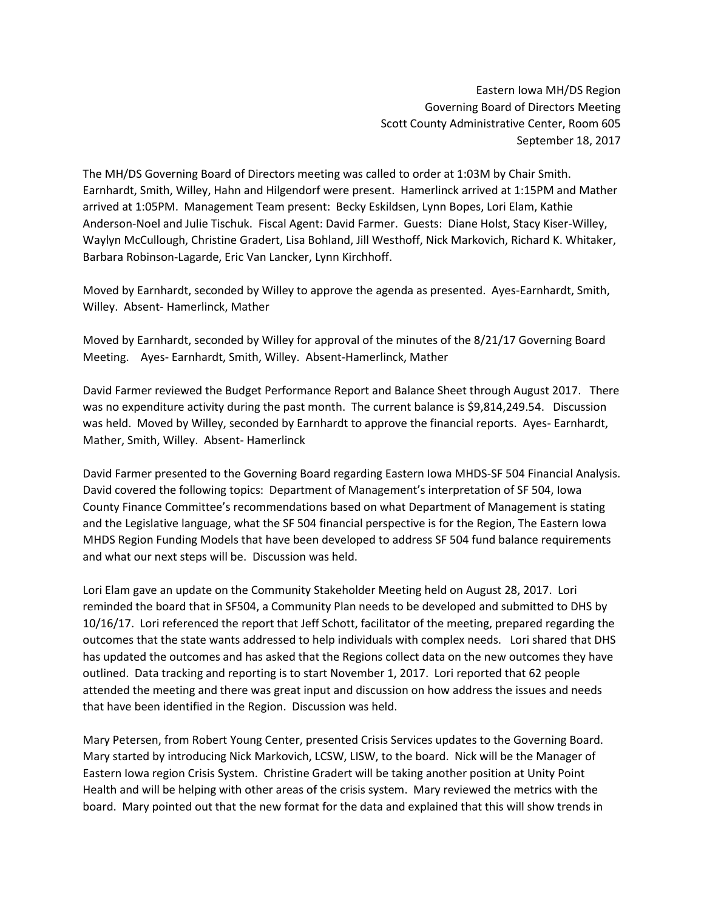Eastern Iowa MH/DS Region
Governing Board of Directors Meeting
Scott County Administrative Center, Room 605
September 18, 2017

The MH/DS Governing Board of Directors meeting was called to order at 1:03M by Chair Smith. Earnhardt, Smith, Willey, Hahn and Hilgendorf were present. Hamerlinck arrived at 1:15PM and Mather arrived at 1:05PM. Management Team present: Becky Eskildsen, Lynn Bopes, Lori Elam, Kathie Anderson-Noel and Julie Tischuk. Fiscal Agent: David Farmer. Guests: Diane Holst, Stacy Kiser-Willey, Waylyn McCullough, Christine Gradert, Lisa Bohland, Jill Westhoff, Nick Markovich, Richard K. Whitaker, Barbara Robinson-Lagarde, Eric Van Lancker, Lynn Kirchhoff.

Moved by Earnhardt, seconded by Willey to approve the agenda as presented. Ayes-Earnhardt, Smith, Willey. Absent- Hamerlinck, Mather

Moved by Earnhardt, seconded by Willey for approval of the minutes of the 8/21/17 Governing Board Meeting. Ayes- Earnhardt, Smith, Willey. Absent-Hamerlinck, Mather

David Farmer reviewed the Budget Performance Report and Balance Sheet through August 2017. There was no expenditure activity during the past month. The current balance is $9,814,249.54. Discussion was held. Moved by Willey, seconded by Earnhardt to approve the financial reports. Ayes- Earnhardt, Mather, Smith, Willey. Absent- Hamerlinck

David Farmer presented to the Governing Board regarding Eastern Iowa MHDS-SF 504 Financial Analysis. David covered the following topics: Department of Management's interpretation of SF 504, Iowa County Finance Committee's recommendations based on what Department of Management is stating and the Legislative language, what the SF 504 financial perspective is for the Region, The Eastern Iowa MHDS Region Funding Models that have been developed to address SF 504 fund balance requirements and what our next steps will be. Discussion was held.

Lori Elam gave an update on the Community Stakeholder Meeting held on August 28, 2017. Lori reminded the board that in SF504, a Community Plan needs to be developed and submitted to DHS by 10/16/17. Lori referenced the report that Jeff Schott, facilitator of the meeting, prepared regarding the outcomes that the state wants addressed to help individuals with complex needs. Lori shared that DHS has updated the outcomes and has asked that the Regions collect data on the new outcomes they have outlined. Data tracking and reporting is to start November 1, 2017. Lori reported that 62 people attended the meeting and there was great input and discussion on how address the issues and needs that have been identified in the Region. Discussion was held.

Mary Petersen, from Robert Young Center, presented Crisis Services updates to the Governing Board. Mary started by introducing Nick Markovich, LCSW, LISW, to the board. Nick will be the Manager of Eastern Iowa region Crisis System. Christine Gradert will be taking another position at Unity Point Health and will be helping with other areas of the crisis system. Mary reviewed the metrics with the board. Mary pointed out that the new format for the data and explained that this will show trends in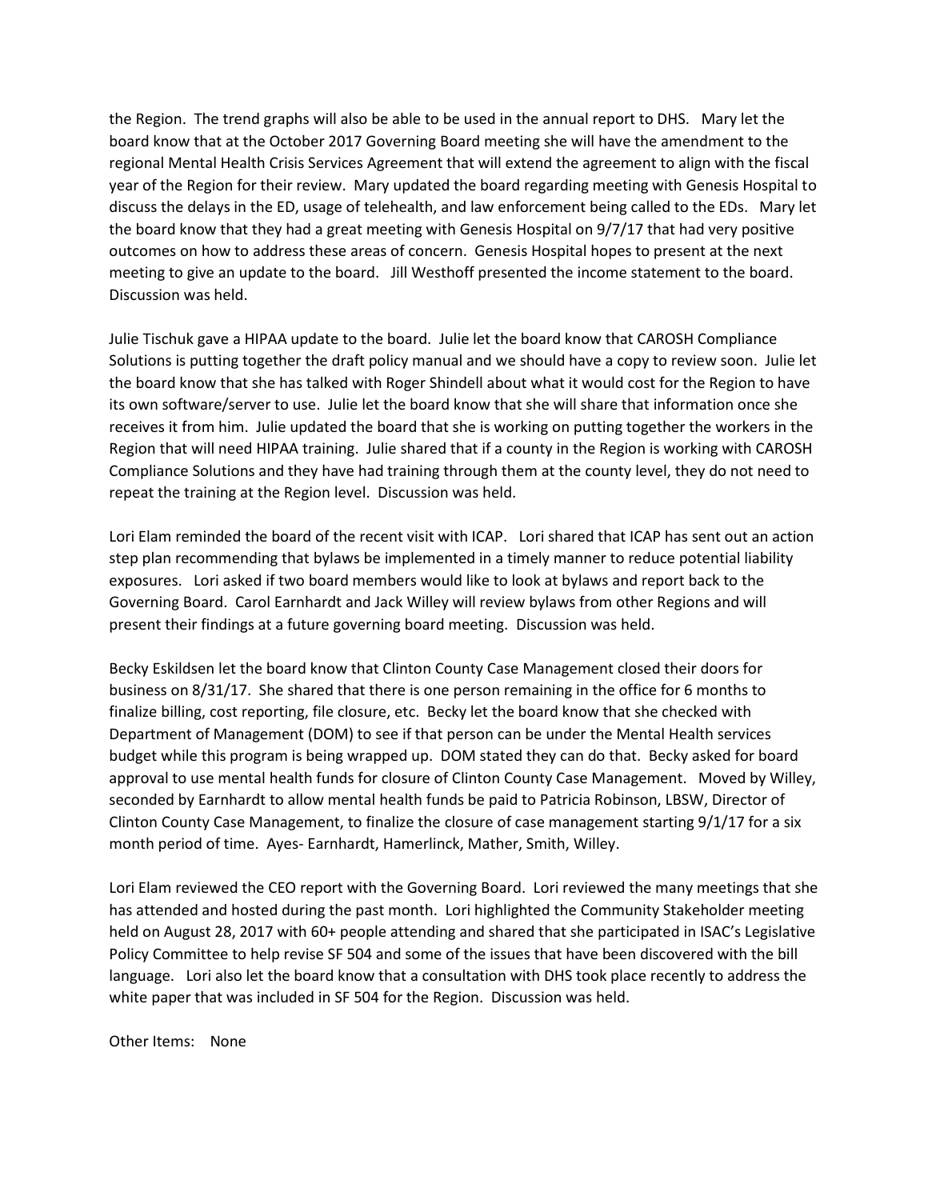the Region. The trend graphs will also be able to be used in the annual report to DHS. Mary let the board know that at the October 2017 Governing Board meeting she will have the amendment to the regional Mental Health Crisis Services Agreement that will extend the agreement to align with the fiscal year of the Region for their review. Mary updated the board regarding meeting with Genesis Hospital to discuss the delays in the ED, usage of telehealth, and law enforcement being called to the EDs. Mary let the board know that they had a great meeting with Genesis Hospital on 9/7/17 that had very positive outcomes on how to address these areas of concern. Genesis Hospital hopes to present at the next meeting to give an update to the board. Jill Westhoff presented the income statement to the board. Discussion was held.

Julie Tischuk gave a HIPAA update to the board. Julie let the board know that CAROSH Compliance Solutions is putting together the draft policy manual and we should have a copy to review soon. Julie let the board know that she has talked with Roger Shindell about what it would cost for the Region to have its own software/server to use. Julie let the board know that she will share that information once she receives it from him. Julie updated the board that she is working on putting together the workers in the Region that will need HIPAA training. Julie shared that if a county in the Region is working with CAROSH Compliance Solutions and they have had training through them at the county level, they do not need to repeat the training at the Region level. Discussion was held.

Lori Elam reminded the board of the recent visit with ICAP. Lori shared that ICAP has sent out an action step plan recommending that bylaws be implemented in a timely manner to reduce potential liability exposures. Lori asked if two board members would like to look at bylaws and report back to the Governing Board. Carol Earnhardt and Jack Willey will review bylaws from other Regions and will present their findings at a future governing board meeting. Discussion was held.

Becky Eskildsen let the board know that Clinton County Case Management closed their doors for business on 8/31/17. She shared that there is one person remaining in the office for 6 months to finalize billing, cost reporting, file closure, etc. Becky let the board know that she checked with Department of Management (DOM) to see if that person can be under the Mental Health services budget while this program is being wrapped up. DOM stated they can do that. Becky asked for board approval to use mental health funds for closure of Clinton County Case Management. Moved by Willey, seconded by Earnhardt to allow mental health funds be paid to Patricia Robinson, LBSW, Director of Clinton County Case Management, to finalize the closure of case management starting 9/1/17 for a six month period of time. Ayes- Earnhardt, Hamerlinck, Mather, Smith, Willey.

Lori Elam reviewed the CEO report with the Governing Board. Lori reviewed the many meetings that she has attended and hosted during the past month. Lori highlighted the Community Stakeholder meeting held on August 28, 2017 with 60+ people attending and shared that she participated in ISAC's Legislative Policy Committee to help revise SF 504 and some of the issues that have been discovered with the bill language. Lori also let the board know that a consultation with DHS took place recently to address the white paper that was included in SF 504 for the Region. Discussion was held.

Other Items: None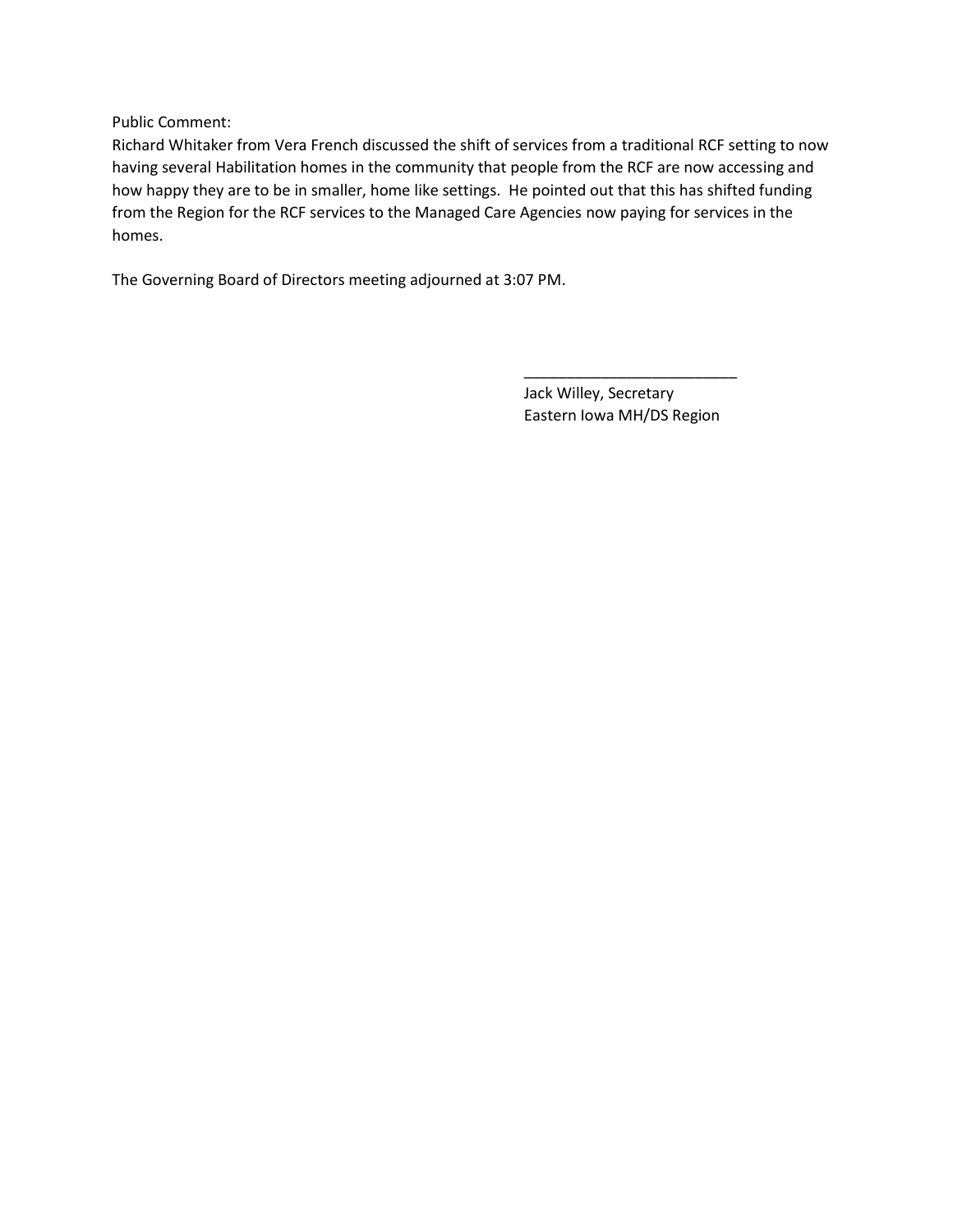Public Comment:

Richard Whitaker from Vera French discussed the shift of services from a traditional RCF setting to now having several Habilitation homes in the community that people from the RCF are now accessing and how happy they are to be in smaller, home like settings. He pointed out that this has shifted funding from the Region for the RCF services to the Managed Care Agencies now paying for services in the homes.

The Governing Board of Directors meeting adjourned at 3:07 PM.

_________________________
Jack Willey, Secretary
Eastern Iowa MH/DS Region